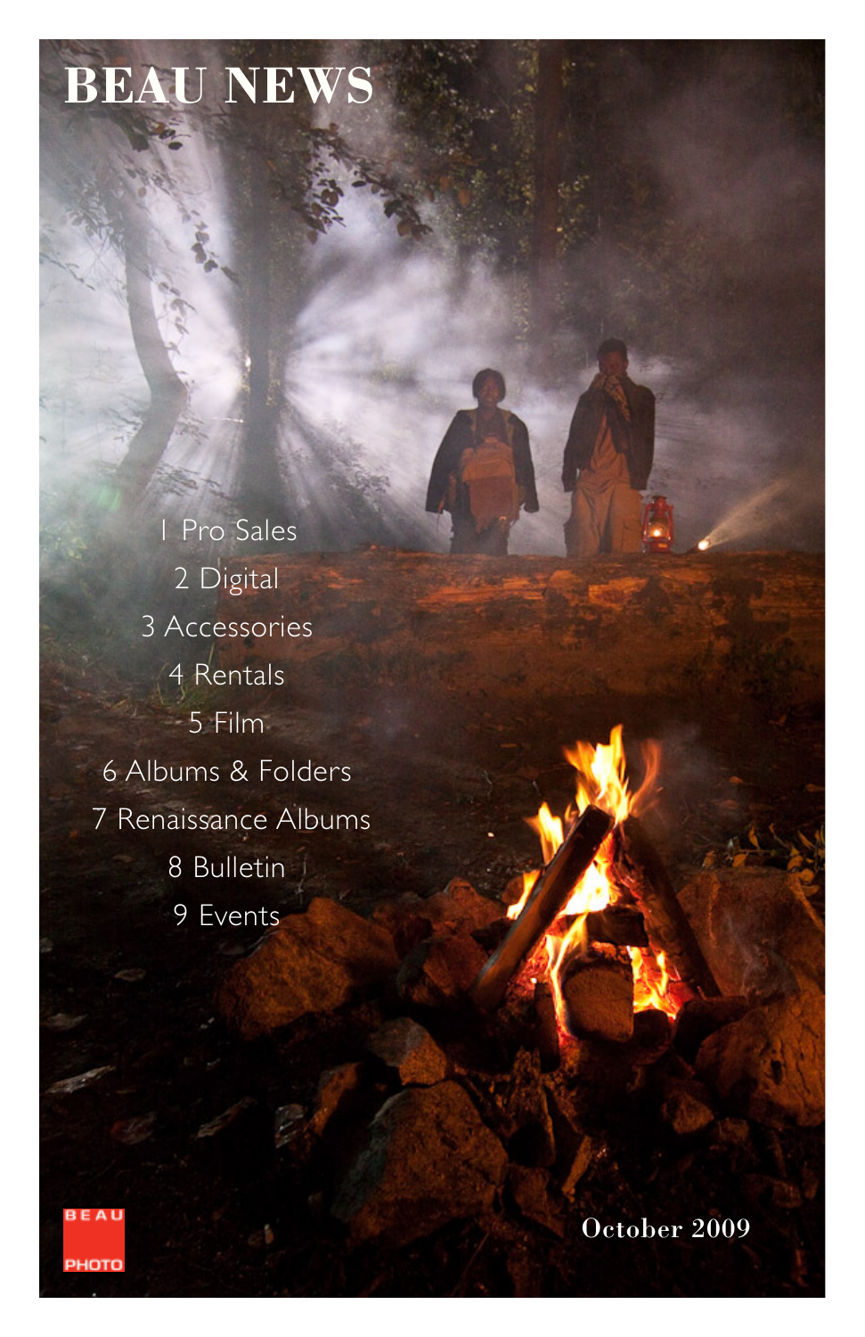# BEAU NEWS

1 Pro Sales
2 Digital
3 Accessories
4 Rentals
5 Film
6 Albums & Folders
7 Renaissance Albums
8 Bulletin
9 Events

BEAU PHOTO

October 2009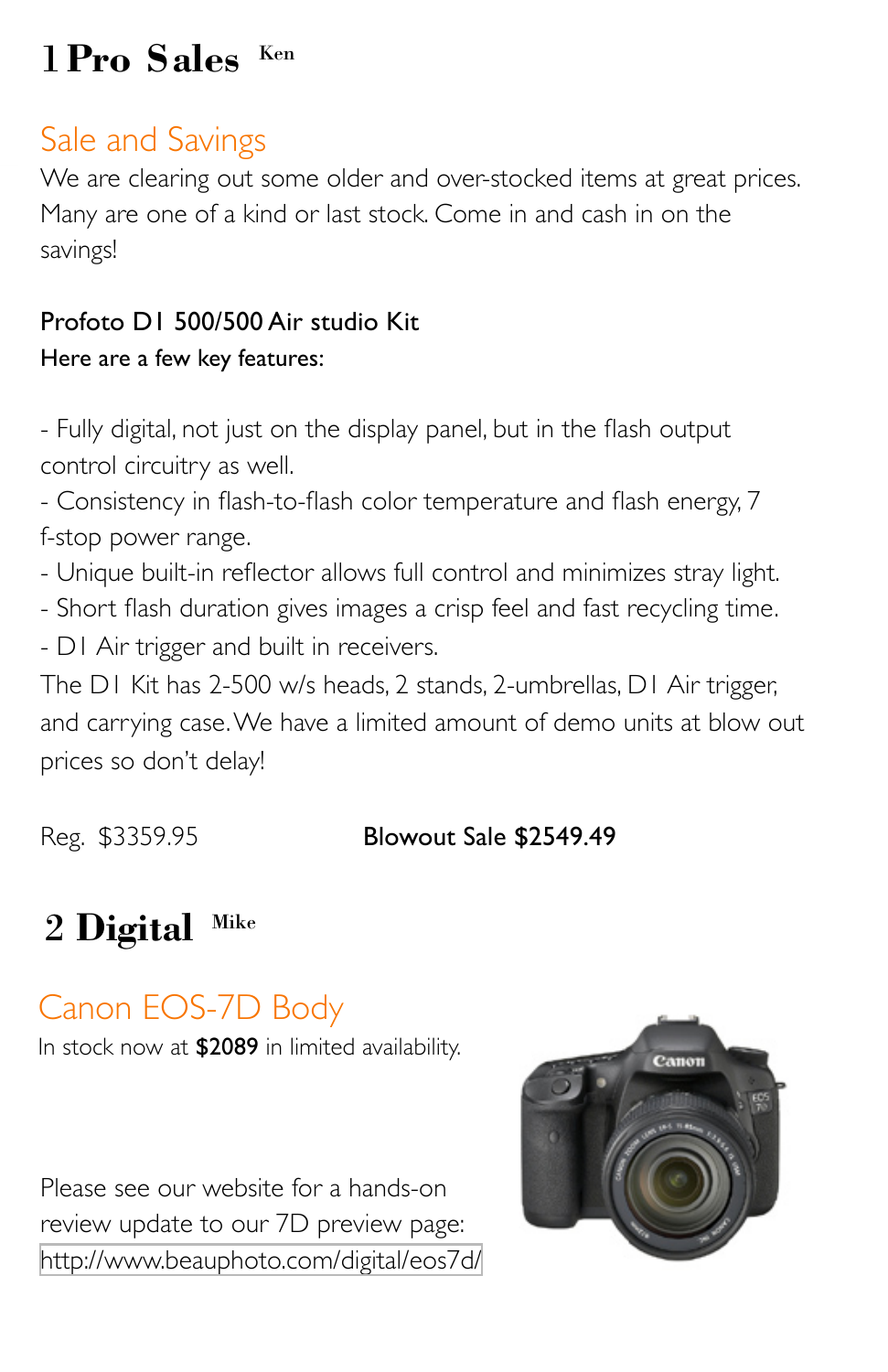# 1 Pro Sales Ken

## Sale and Savings

We are clearing out some older and over-stocked items at great prices. Many are one of a kind or last stock. Come in and cash in on the savings!

**Profoto D1 500/500 Air studio Kit**

**Here are a few key features:**

- Fully digital, not just on the display panel, but in the flash output control circuitry as well.
- Consistency in flash-to-flash color temperature and flash energy, 7 f-stop power range.
- Unique built-in reflector allows full control and minimizes stray light.
- Short flash duration gives images a crisp feel and fast recycling time.
- D1 Air trigger and built in receivers.

The D1 Kit has 2-500 w/s heads, 2 stands, 2-umbrellas, D1 Air trigger, and carrying case. We have a limited amount of demo units at blow out prices so don't delay!

Reg. $3359.95 **Blowout Sale $2549.49**

# 2 Digital Mike

## Canon EOS-7D Body

In stock now at **$2089** in limited availability.

Please see our website for a hands-on review update to our 7D preview page: http://www.beauphoto.com/digital/eos7d/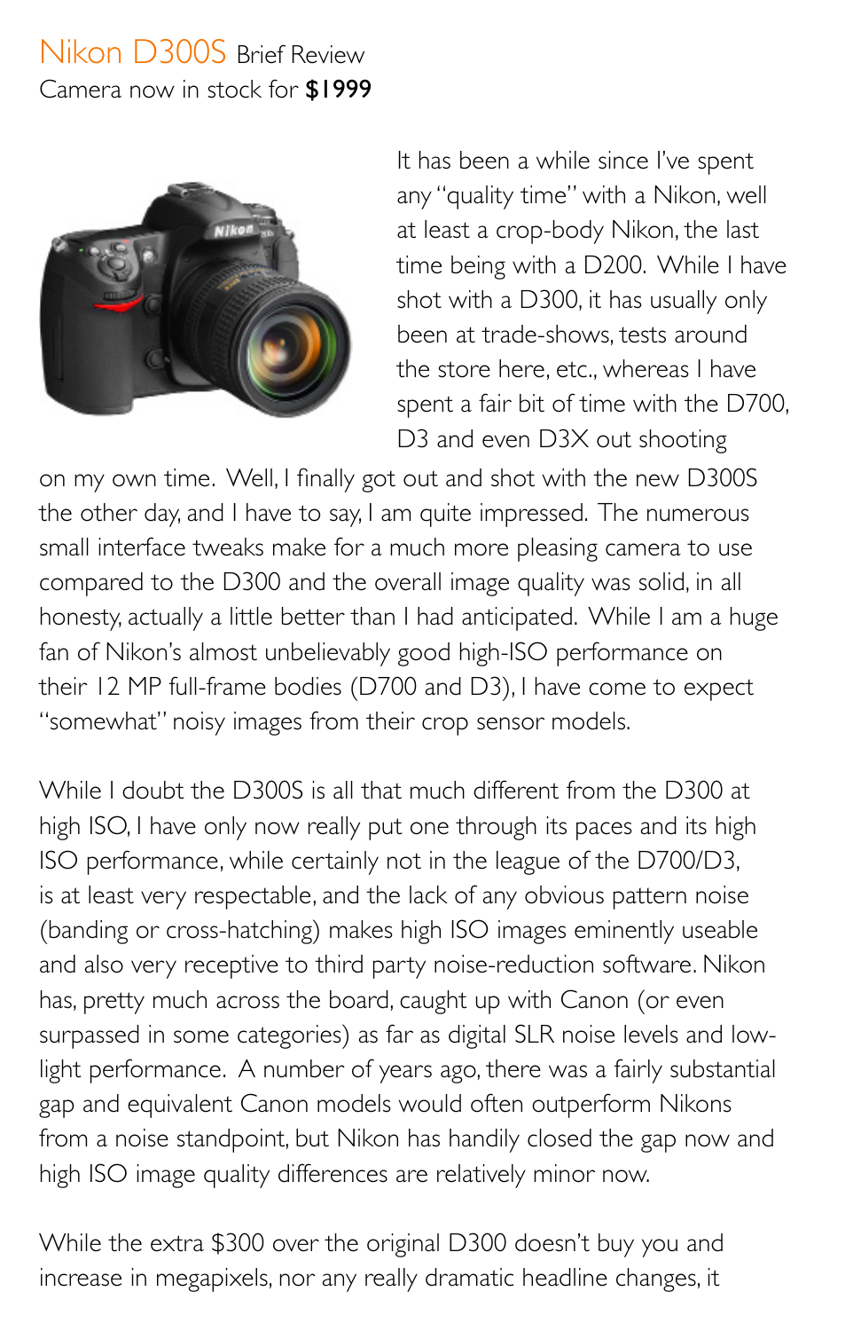## Nikon D300S Brief Review

Camera now in stock for **$1999**

It has been a while since I've spent any "quality time" with a Nikon, well at least a crop-body Nikon, the last time being with a D200. While I have shot with a D300, it has usually only been at trade-shows, tests around the store here, etc., whereas I have spent a fair bit of time with the D700, D3 and even D3X out shooting on my own time. Well, I finally got out and shot with the new D300S the other day, and I have to say, I am quite impressed. The numerous small interface tweaks make for a much more pleasing camera to use compared to the D300 and the overall image quality was solid, in all honesty, actually a little better than I had anticipated. While I am a huge fan of Nikon's almost unbelievably good high-ISO performance on their 12 MP full-frame bodies (D700 and D3), I have come to expect "somewhat" noisy images from their crop sensor models.

While I doubt the D300S is all that much different from the D300 at high ISO, I have only now really put one through its paces and its high ISO performance, while certainly not in the league of the D700/D3, is at least very respectable, and the lack of any obvious pattern noise (banding or cross-hatching) makes high ISO images eminently useable and also very receptive to third party noise-reduction software. Nikon has, pretty much across the board, caught up with Canon (or even surpassed in some categories) as far as digital SLR noise levels and low-light performance. A number of years ago, there was a fairly substantial gap and equivalent Canon models would often outperform Nikons from a noise standpoint, but Nikon has handily closed the gap now and high ISO image quality differences are relatively minor now.

While the extra $300 over the original D300 doesn't buy you and increase in megapixels, nor any really dramatic headline changes, it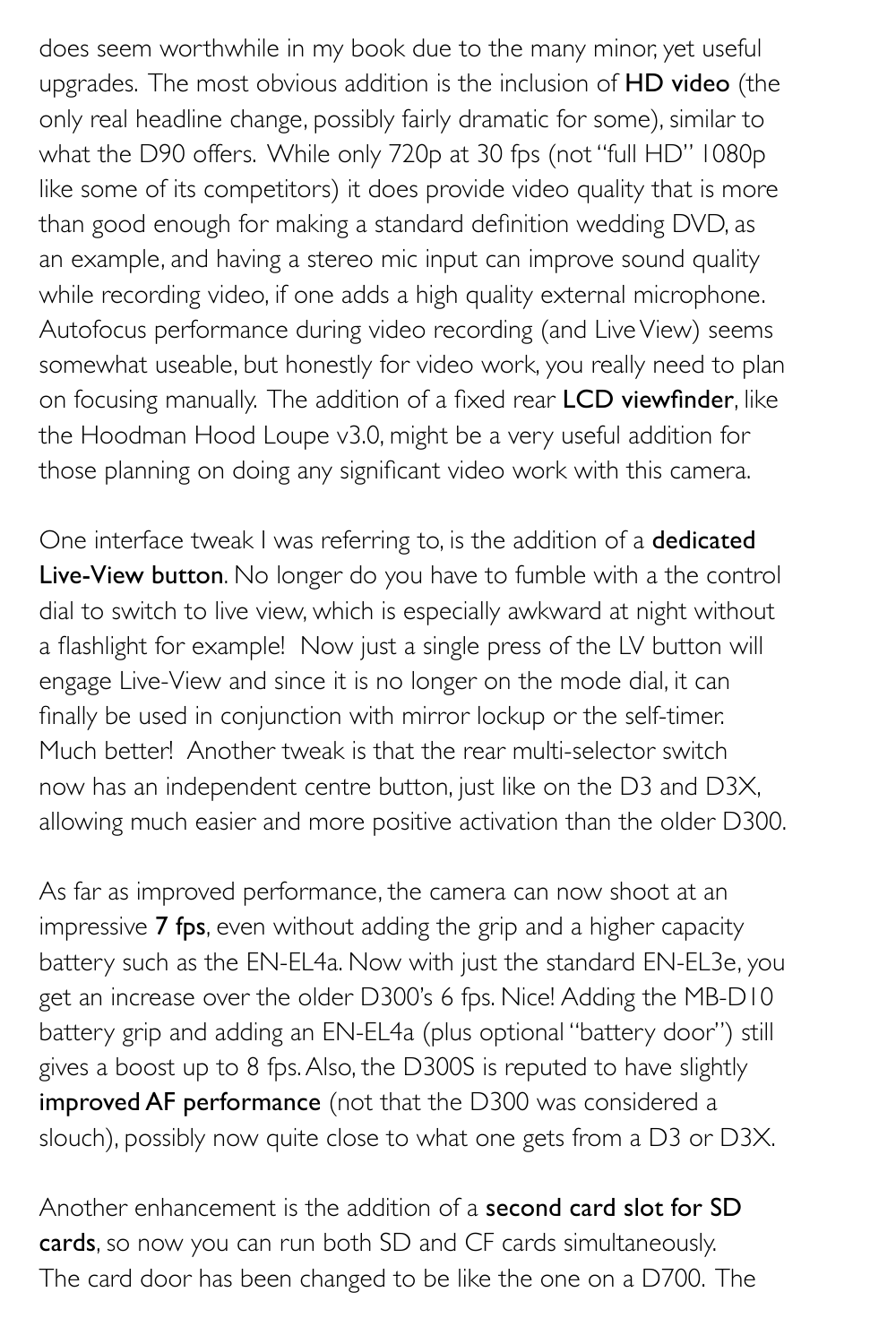does seem worthwhile in my book due to the many minor, yet useful upgrades. The most obvious addition is the inclusion of **HD video** (the only real headline change, possibly fairly dramatic for some), similar to what the D90 offers. While only 720p at 30 fps (not "full HD" 1080p like some of its competitors) it does provide video quality that is more than good enough for making a standard definition wedding DVD, as an example, and having a stereo mic input can improve sound quality while recording video, if one adds a high quality external microphone. Autofocus performance during video recording (and Live View) seems somewhat useable, but honestly for video work, you really need to plan on focusing manually. The addition of a fixed rear **LCD viewfinder**, like the Hoodman Hood Loupe v3.0, might be a very useful addition for those planning on doing any significant video work with this camera.

One interface tweak I was referring to, is the addition of a **dedicated Live-View button**. No longer do you have to fumble with a the control dial to switch to live view, which is especially awkward at night without a flashlight for example! Now just a single press of the LV button will engage Live-View and since it is no longer on the mode dial, it can finally be used in conjunction with mirror lockup or the self-timer. Much better! Another tweak is that the rear multi-selector switch now has an independent centre button, just like on the D3 and D3X, allowing much easier and more positive activation than the older D300.

As far as improved performance, the camera can now shoot at an impressive **7 fps**, even without adding the grip and a higher capacity battery such as the EN-EL4a. Now with just the standard EN-EL3e, you get an increase over the older D300's 6 fps. Nice! Adding the MB-D10 battery grip and adding an EN-EL4a (plus optional "battery door") still gives a boost up to 8 fps. Also, the D300S is reputed to have slightly **improved AF performance** (not that the D300 was considered a slouch), possibly now quite close to what one gets from a D3 or D3X.

Another enhancement is the addition of a **second card slot for SD cards**, so now you can run both SD and CF cards simultaneously. The card door has been changed to be like the one on a D700. The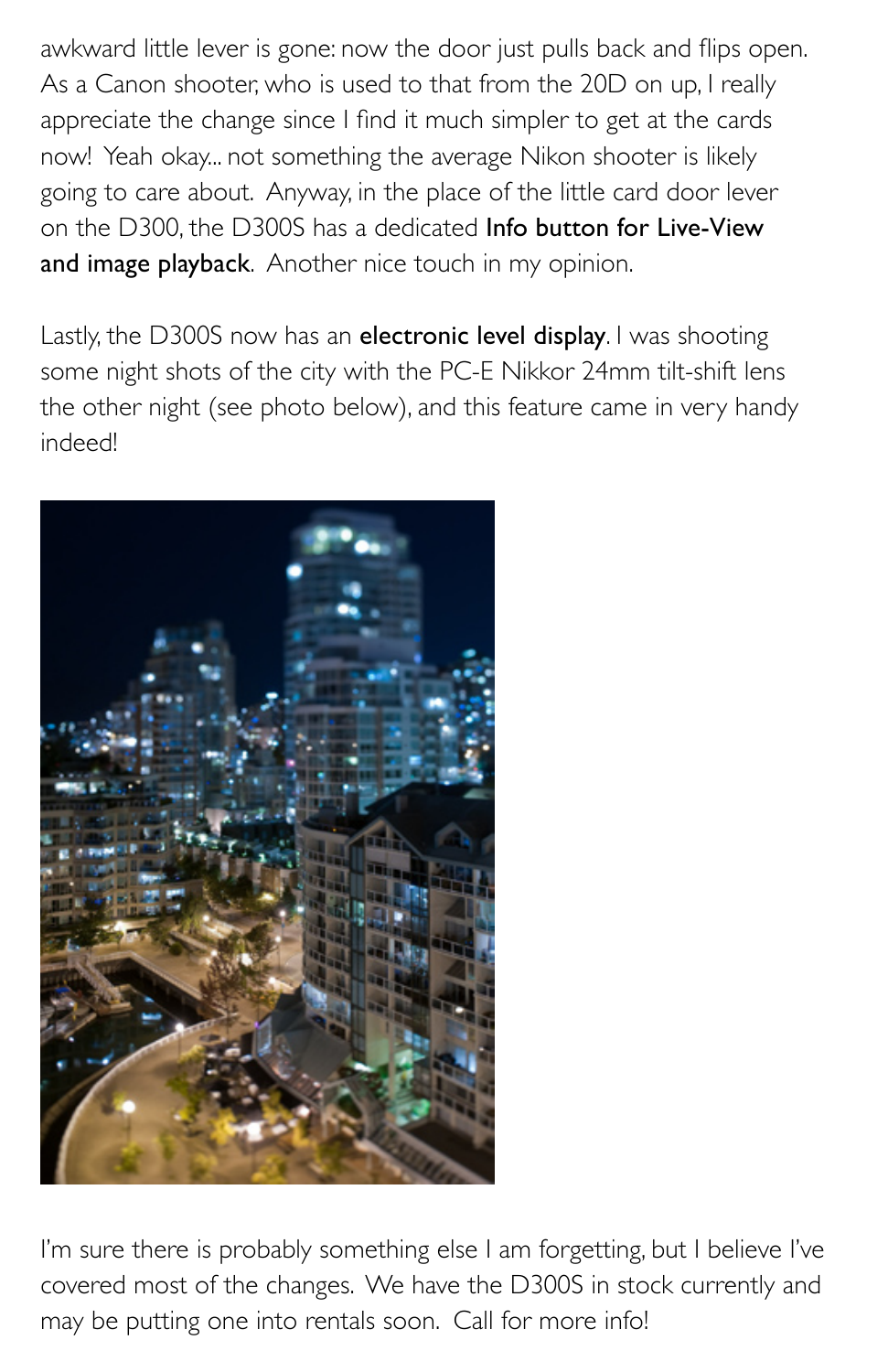awkward little lever is gone: now the door just pulls back and flips open. As a Canon shooter, who is used to that from the 20D on up, I really appreciate the change since I find it much simpler to get at the cards now! Yeah okay... not something the average Nikon shooter is likely going to care about. Anyway, in the place of the little card door lever on the D300, the D300S has a dedicated **Info button for Live-View and image playback**. Another nice touch in my opinion.

Lastly, the D300S now has an **electronic level display**. I was shooting some night shots of the city with the PC-E Nikkor 24mm tilt-shift lens the other night (see photo below), and this feature came in very handy indeed!

I'm sure there is probably something else I am forgetting, but I believe I've covered most of the changes. We have the D300S in stock currently and may be putting one into rentals soon. Call for more info!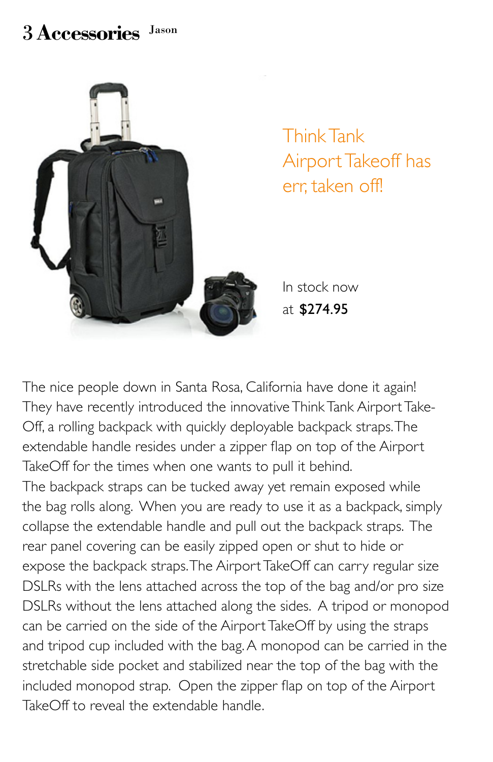# 3 Accessories

Jason

## Think Tank Airport Takeoff has err, taken off!

In stock now at **$274.95**

The nice people down in Santa Rosa, California have done it again! They have recently introduced the innovative Think Tank Airport Take-Off, a rolling backpack with quickly deployable backpack straps. The extendable handle resides under a zipper flap on top of the Airport TakeOff for the times when one wants to pull it behind.

The backpack straps can be tucked away yet remain exposed while the bag rolls along. When you are ready to use it as a backpack, simply collapse the extendable handle and pull out the backpack straps. The rear panel covering can be easily zipped open or shut to hide or expose the backpack straps. The Airport TakeOff can carry regular size DSLRs with the lens attached across the top of the bag and/or pro size DSLRs without the lens attached along the sides. A tripod or monopod can be carried on the side of the Airport TakeOff by using the straps and tripod cup included with the bag. A monopod can be carried in the stretchable side pocket and stabilized near the top of the bag with the included monopod strap. Open the zipper flap on top of the Airport TakeOff to reveal the extendable handle.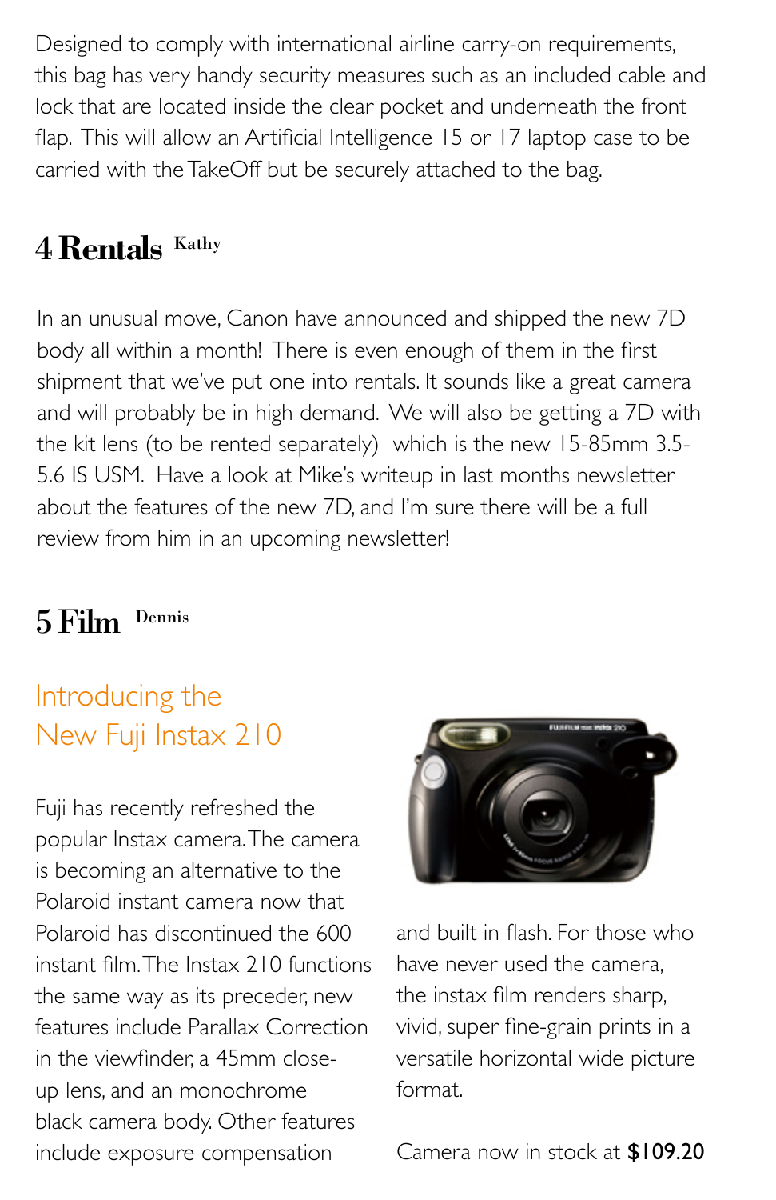Designed to comply with international airline carry-on requirements, this bag has very handy security measures such as an included cable and lock that are located inside the clear pocket and underneath the front flap. This will allow an Artificial Intelligence 15 or 17 laptop case to be carried with the TakeOff but be securely attached to the bag.

## 4 Rentals Kathy

In an unusual move, Canon have announced and shipped the new 7D body all within a month! There is even enough of them in the first shipment that we've put one into rentals. It sounds like a great camera and will probably be in high demand. We will also be getting a 7D with the kit lens (to be rented separately) which is the new 15-85mm 3.5-5.6 IS USM. Have a look at Mike's writeup in last months newsletter about the features of the new 7D, and I'm sure there will be a full review from him in an upcoming newsletter!

## 5 Film Dennis

### Introducing the New Fuji Instax 210

Fuji has recently refreshed the popular Instax camera. The camera is becoming an alternative to the Polaroid instant camera now that Polaroid has discontinued the 600 instant film. The Instax 210 functions the same way as its preceder, new features include Parallax Correction in the viewfinder, a 45mm close-up lens, and an monochrome black camera body. Other features include exposure compensation and built in flash. For those who have never used the camera, the instax film renders sharp, vivid, super fine-grain prints in a versatile horizontal wide picture format.

Camera now in stock at **$109.20**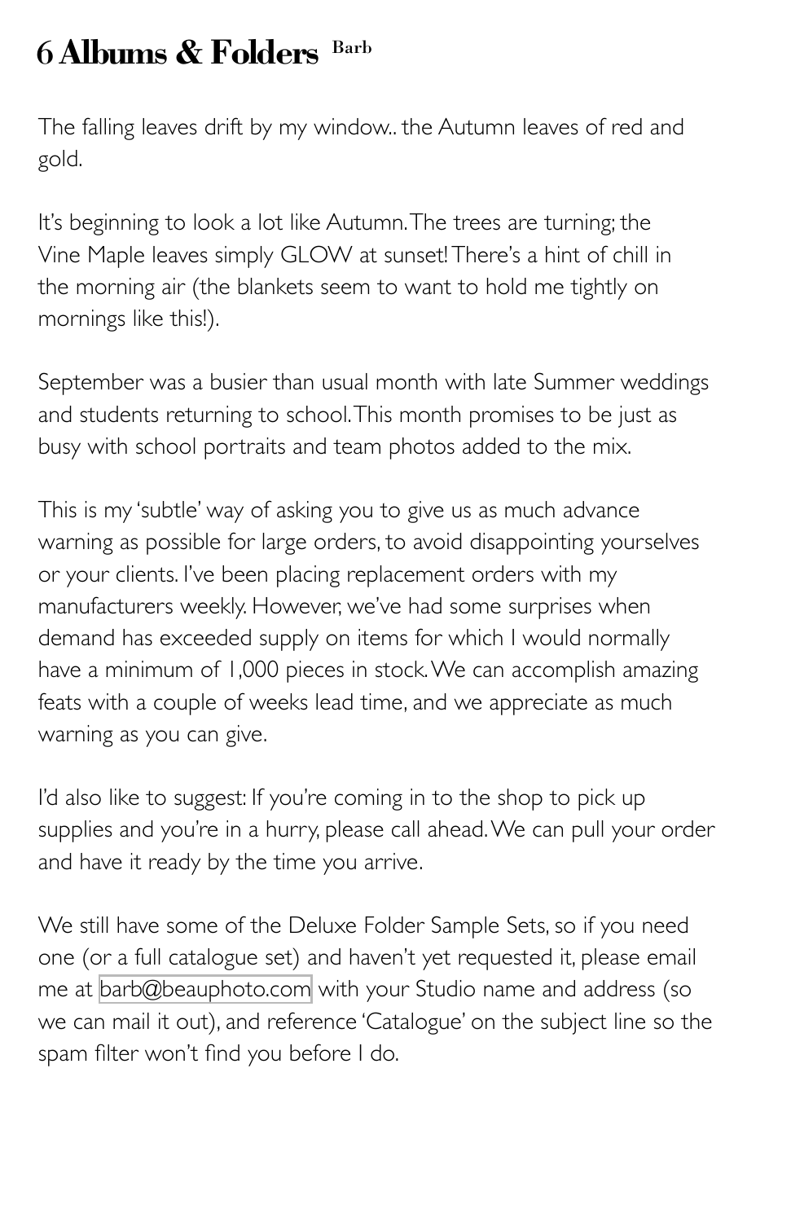# 6 Albums & Folders Barb

The falling leaves drift by my window.. the Autumn leaves of red and gold.

It's beginning to look a lot like Autumn. The trees are turning; the Vine Maple leaves simply GLOW at sunset! There's a hint of chill in the morning air (the blankets seem to want to hold me tightly on mornings like this!).

September was a busier than usual month with late Summer weddings and students returning to school. This month promises to be just as busy with school portraits and team photos added to the mix.

This is my 'subtle' way of asking you to give us as much advance warning as possible for large orders, to avoid disappointing yourselves or your clients. I've been placing replacement orders with my manufacturers weekly. However, we've had some surprises when demand has exceeded supply on items for which I would normally have a minimum of 1,000 pieces in stock. We can accomplish amazing feats with a couple of weeks lead time, and we appreciate as much warning as you can give.

I'd also like to suggest: If you're coming in to the shop to pick up supplies and you're in a hurry, please call ahead. We can pull your order and have it ready by the time you arrive.

We still have some of the Deluxe Folder Sample Sets, so if you need one (or a full catalogue set) and haven't yet requested it, please email me at barb@beauphoto.com with your Studio name and address (so we can mail it out), and reference 'Catalogue' on the subject line so the spam filter won't find you before I do.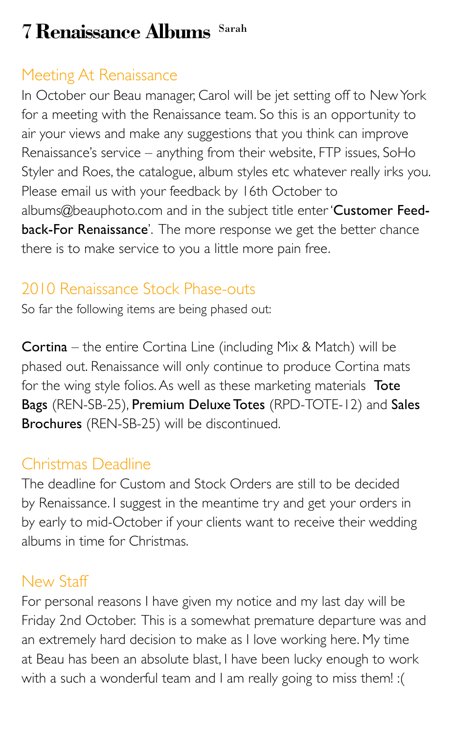# 7 Renaissance Albums

Sarah

## Meeting At Renaissance

In October our Beau manager, Carol will be jet setting off to New York for a meeting with the Renaissance team. So this is an opportunity to air your views and make any suggestions that you think can improve Renaissance's service – anything from their website, FTP issues, SoHo Styler and Roes, the catalogue, album styles etc whatever really irks you. Please email us with your feedback by 16th October to albums@beauphoto.com and in the subject title enter '**Customer Feedback-For Renaissance**'. The more response we get the better chance there is to make service to you a little more pain free.

## 2010 Renaissance Stock Phase-outs

So far the following items are being phased out:

**Cortina** – the entire Cortina Line (including Mix & Match) will be phased out. Renaissance will only continue to produce Cortina mats for the wing style folios. As well as these marketing materials **Tote Bags** (REN-SB-25), **Premium Deluxe Totes** (RPD-TOTE-12) and **Sales Brochures** (REN-SB-25) will be discontinued.

## Christmas Deadline

The deadline for Custom and Stock Orders are still to be decided by Renaissance. I suggest in the meantime try and get your orders in by early to mid-October if your clients want to receive their wedding albums in time for Christmas.

## New Staff

For personal reasons I have given my notice and my last day will be Friday 2nd October. This is a somewhat premature departure was and an extremely hard decision to make as I love working here. My time at Beau has been an absolute blast, I have been lucky enough to work with a such a wonderful team and I am really going to miss them! :(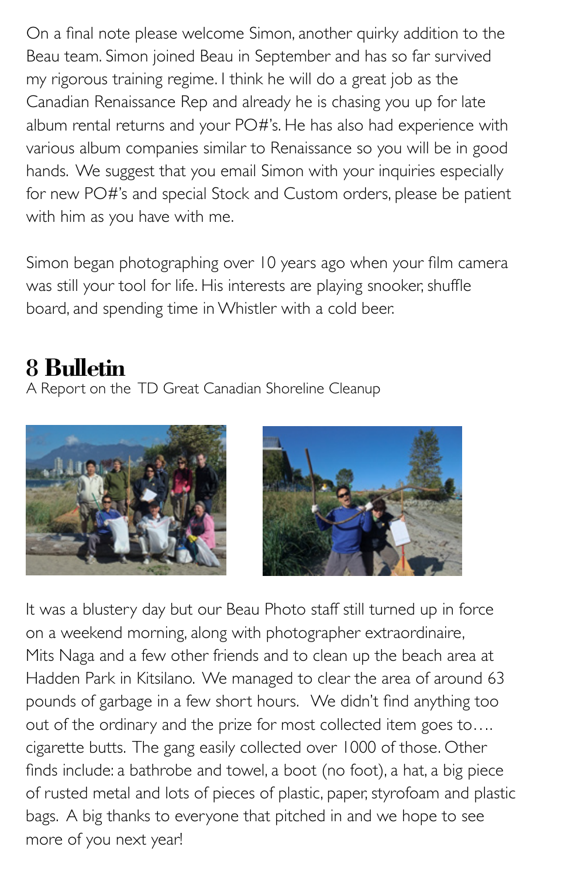On a final note please welcome Simon, another quirky addition to the Beau team. Simon joined Beau in September and has so far survived my rigorous training regime. I think he will do a great job as the Canadian Renaissance Rep and already he is chasing you up for late album rental returns and your PO#'s. He has also had experience with various album companies similar to Renaissance so you will be in good hands. We suggest that you email Simon with your inquiries especially for new PO#'s and special Stock and Custom orders, please be patient with him as you have with me.

Simon began photographing over 10 years ago when your film camera was still your tool for life. His interests are playing snooker, shuffle board, and spending time in Whistler with a cold beer.

## 8 Bulletin

A Report on the TD Great Canadian Shoreline Cleanup

It was a blustery day but our Beau Photo staff still turned up in force on a weekend morning, along with photographer extraordinaire, Mits Naga and a few other friends and to clean up the beach area at Hadden Park in Kitsilano. We managed to clear the area of around 63 pounds of garbage in a few short hours. We didn't find anything too out of the ordinary and the prize for most collected item goes to…. cigarette butts. The gang easily collected over 1000 of those. Other finds include: a bathrobe and towel, a boot (no foot), a hat, a big piece of rusted metal and lots of pieces of plastic, paper, styrofoam and plastic bags. A big thanks to everyone that pitched in and we hope to see more of you next year!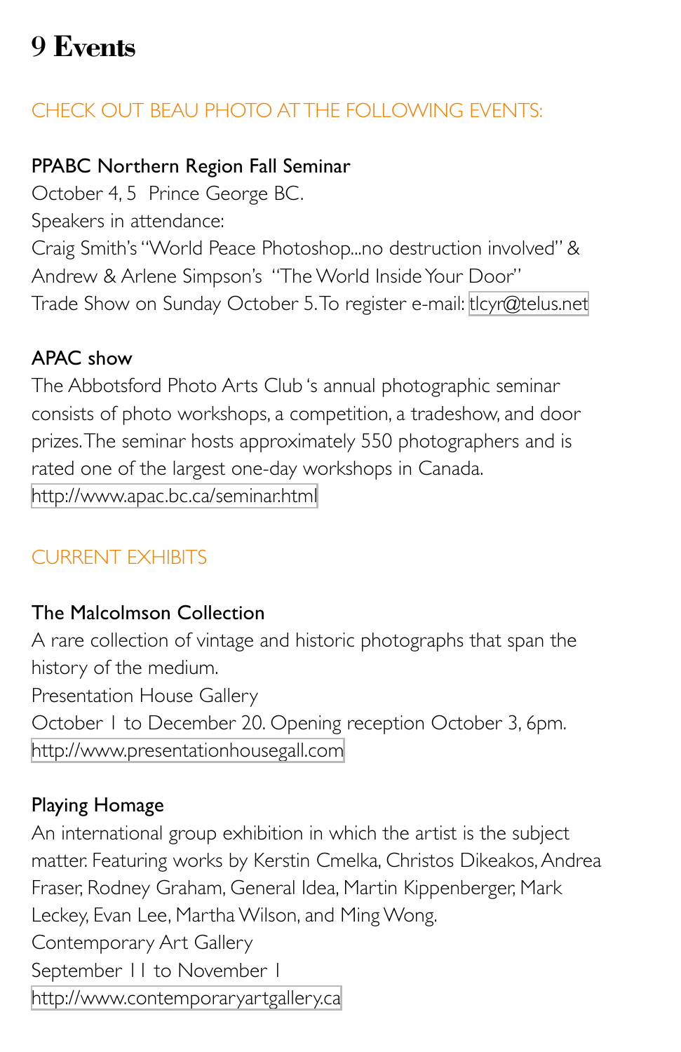# 9 Events

## CHECK OUT BEAU PHOTO AT THE FOLLOWING EVENTS:

### PPABC Northern Region Fall Seminar

October 4, 5 Prince George BC.
Speakers in attendance:
Craig Smith's "World Peace Photoshop...no destruction involved" &
Andrew & Arlene Simpson's "The World Inside Your Door"
Trade Show on Sunday October 5. To register e-mail: tlcyr@telus.net

### APAC show

The Abbotsford Photo Arts Club 's annual photographic seminar consists of photo workshops, a competition, a tradeshow, and door prizes. The seminar hosts approximately 550 photographers and is rated one of the largest one-day workshops in Canada.
http://www.apac.bc.ca/seminar.html

## CURRENT EXHIBITS

### The Malcolmson Collection

A rare collection of vintage and historic photographs that span the history of the medium.
Presentation House Gallery
October 1 to December 20. Opening reception October 3, 6pm.
http://www.presentationhousegall.com

### Playing Homage

An international group exhibition in which the artist is the subject matter. Featuring works by Kerstin Cmelka, Christos Dikeakos, Andrea Fraser, Rodney Graham, General Idea, Martin Kippenberger, Mark Leckey, Evan Lee, Martha Wilson, and Ming Wong.
Contemporary Art Gallery
September 11 to November 1
http://www.contemporaryartgallery.ca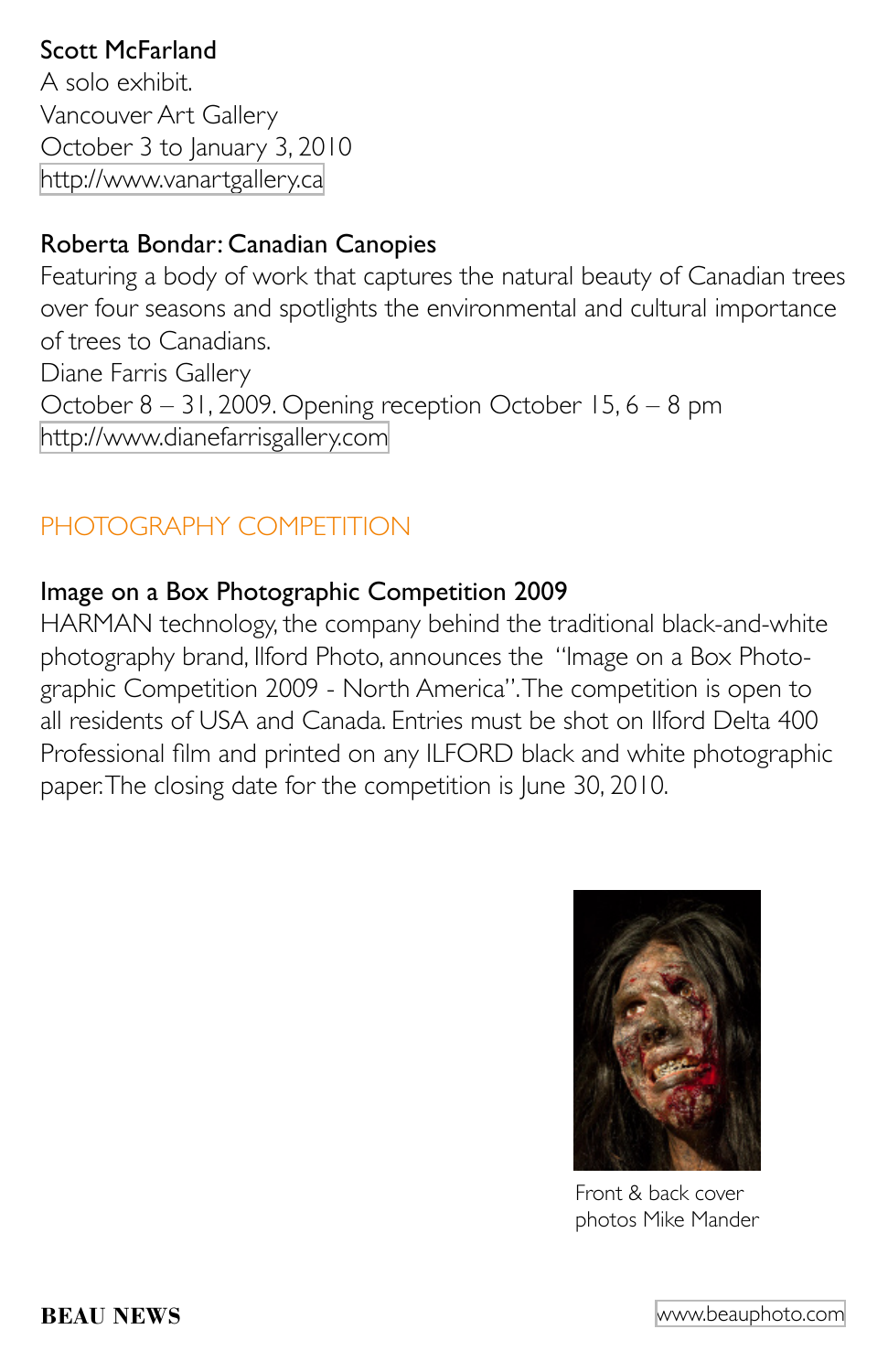**Scott McFarland**
A solo exhibit.
Vancouver Art Gallery
October 3 to January 3, 2010
http://www.vanartgallery.ca

**Roberta Bondar: Canadian Canopies**
Featuring a body of work that captures the natural beauty of Canadian trees over four seasons and spotlights the environmental and cultural importance of trees to Canadians.
Diane Farris Gallery
October 8 – 31, 2009. Opening reception October 15, 6 – 8 pm
http://www.dianefarrisgallery.com

## PHOTOGRAPHY COMPETITION

**Image on a Box Photographic Competition 2009**
HARMAN technology, the company behind the traditional black-and-white photography brand, Ilford Photo, announces the "Image on a Box Photographic Competition 2009 - North America". The competition is open to all residents of USA and Canada. Entries must be shot on Ilford Delta 400 Professional film and printed on any ILFORD black and white photographic paper. The closing date for the competition is June 30, 2010.

Front & back cover photos Mike Mander

**BEAU NEWS** www.beauphoto.com